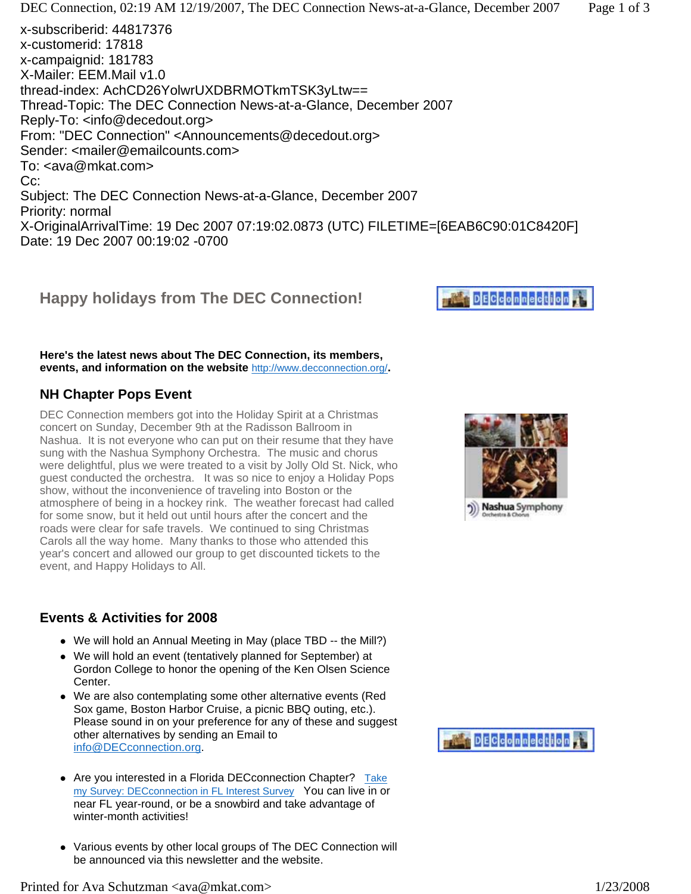x-subscriberid: 44817376
x-customerid: 17818
x-campaignid: 181783
X-Mailer: EEM.Mail v1.0
thread-index: AchCD26YolwrUXDBRMOTkmTSK3yLtw==
Thread-Topic: The DEC Connection News-at-a-Glance, December 2007
Reply-To: <info@decedout.org>
From: "DEC Connection" <Announcements@decedout.org>
Sender: <mailer@emailcounts.com>
To: <ava@mkat.com>
Cc:
Subject: The DEC Connection News-at-a-Glance, December 2007
Priority: normal
X-OriginalArrivalTime: 19 Dec 2007 07:19:02.0873 (UTC) FILETIME=[6EAB6C90:01C8420F]
Date: 19 Dec 2007 00:19:02 -0700

## Happy holidays from The DEC Connection!

**Here's the latest news about The DEC Connection, its members, events, and information on the website** http://www.decconnection.org/**.**

### NH Chapter Pops Event

DEC Connection members got into the Holiday Spirit at a Christmas concert on Sunday, December 9th at the Radisson Ballroom in Nashua. It is not everyone who can put on their resume that they have sung with the Nashua Symphony Orchestra. The music and chorus were delightful, plus we were treated to a visit by Jolly Old St. Nick, who guest conducted the orchestra. It was so nice to enjoy a Holiday Pops show, without the inconvenience of traveling into Boston or the atmosphere of being in a hockey rink. The weather forecast had called for some snow, but it held out until hours after the concert and the roads were clear for safe travels. We continued to sing Christmas Carols all the way home. Many thanks to those who attended this year's concert and allowed our group to get discounted tickets to the event, and Happy Holidays to All.

### Events & Activities for 2008

- We will hold an Annual Meeting in May (place TBD -- the Mill?)
- We will hold an event (tentatively planned for September) at Gordon College to honor the opening of the Ken Olsen Science Center.
- We are also contemplating some other alternative events (Red Sox game, Boston Harbor Cruise, a picnic BBQ outing, etc.). Please sound in on your preference for any of these and suggest other alternatives by sending an Email to info@DECconnection.org.
- Are you interested in a Florida DECconnection Chapter? Take my Survey: DECconnection in FL Interest Survey You can live in or near FL year-round, or be a snowbird and take advantage of winter-month activities!
- Various events by other local groups of The DEC Connection will be announced via this newsletter and the website.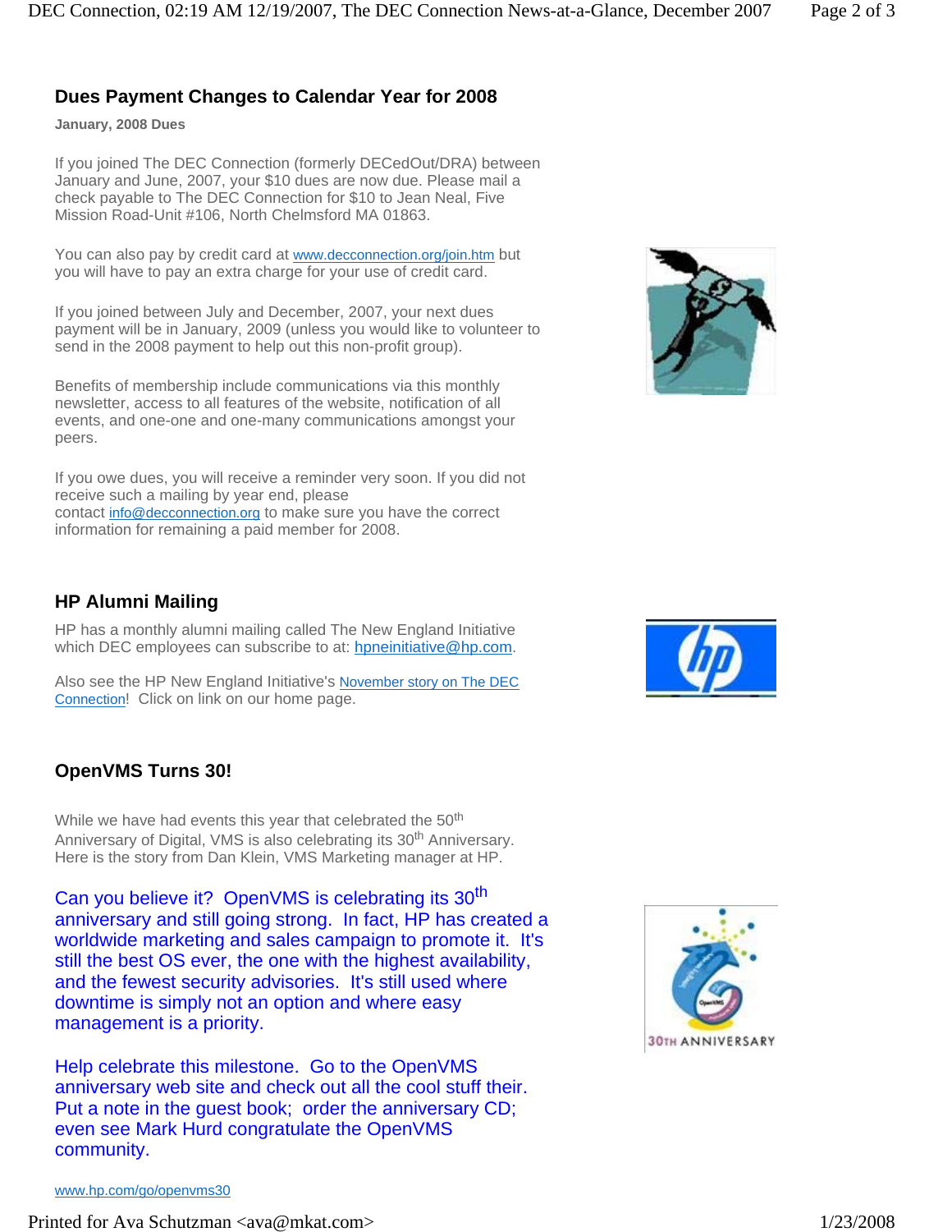## Dues Payment Changes to Calendar Year for 2008

**January, 2008 Dues**

If you joined The DEC Connection (formerly DECedOut/DRA) between January and June, 2007, your $10 dues are now due. Please mail a check payable to The DEC Connection for $10 to Jean Neal, Five Mission Road-Unit #106, North Chelmsford MA 01863.

You can also pay by credit card at www.decconnection.org/join.htm but you will have to pay an extra charge for your use of credit card.

If you joined between July and December, 2007, your next dues payment will be in January, 2009 (unless you would like to volunteer to send in the 2008 payment to help out this non-profit group).

Benefits of membership include communications via this monthly newsletter, access to all features of the website, notification of all events, and one-one and one-many communications amongst your peers.

If you owe dues, you will receive a reminder very soon. If you did not receive such a mailing by year end, please contact info@decconnection.org to make sure you have the correct information for remaining a paid member for 2008.

## HP Alumni Mailing

HP has a monthly alumni mailing called The New England Initiative which DEC employees can subscribe to at: hpneinitiative@hp.com.

Also see the HP New England Initiative's November story on The DEC Connection! Click on link on our home page.

## OpenVMS Turns 30!

While we have had events this year that celebrated the 50th Anniversary of Digital, VMS is also celebrating its 30th Anniversary. Here is the story from Dan Klein, VMS Marketing manager at HP.

Can you believe it? OpenVMS is celebrating its 30th anniversary and still going strong. In fact, HP has created a worldwide marketing and sales campaign to promote it. It's still the best OS ever, the one with the highest availability, and the fewest security advisories. It's still used where downtime is simply not an option and where easy management is a priority.

Help celebrate this milestone. Go to the OpenVMS anniversary web site and check out all the cool stuff their. Put a note in the guest book; order the anniversary CD; even see Mark Hurd congratulate the OpenVMS community.

www.hp.com/go/openvms30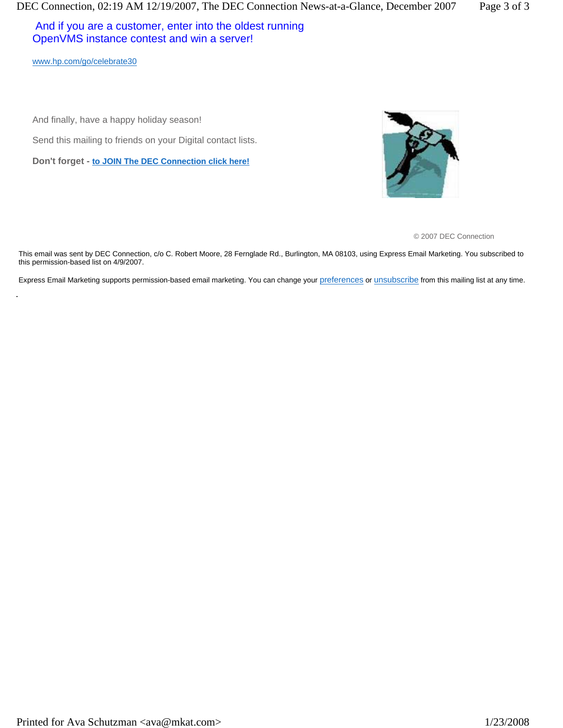And if you are a customer, enter into the oldest running OpenVMS instance contest and win a server!

www.hp.com/go/celebrate30

And finally, have a happy holiday season!

Send this mailing to friends on your Digital contact lists.

**Don't forget - to JOIN The DEC Connection click here!**

© 2007 DEC Connection

This email was sent by DEC Connection, c/o C. Robert Moore, 28 Fernglade Rd., Burlington, MA 08103, using Express Email Marketing. You subscribed to this permission-based list on 4/9/2007.

Express Email Marketing supports permission-based email marketing. You can change your preferences or unsubscribe from this mailing list at any time.